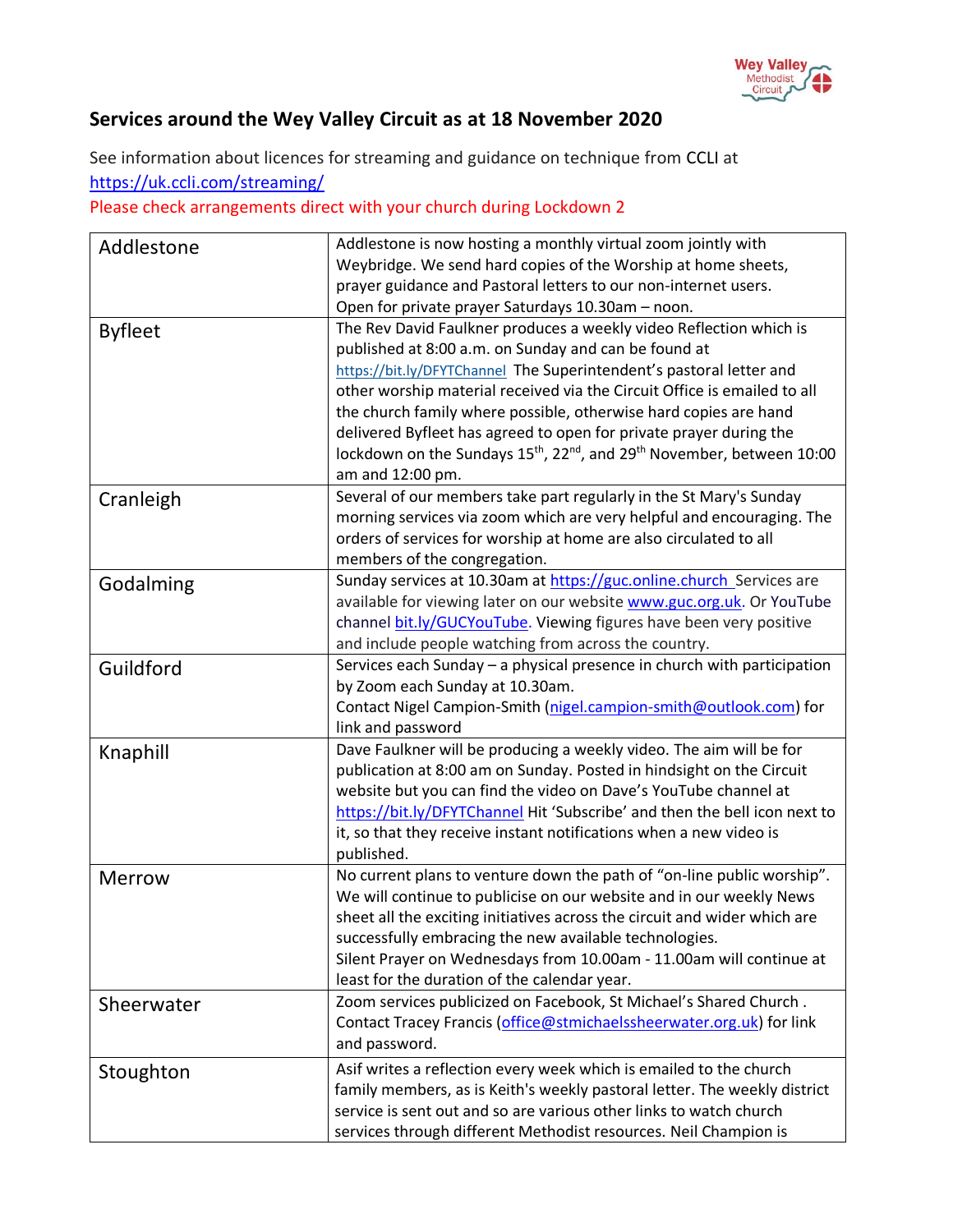# Services around the Wey Valley Circuit as at 18 November 2020

See information about licences for streaming and guidance on technique from CCLI at https://uk.ccli.com/streaming/

Please check arrangements direct with your church during Lockdown 2

| Church | Arrangements |
|---|---|
| Addlestone | Addlestone is now hosting a monthly virtual zoom jointly with Weybridge. We send hard copies of the Worship at home sheets, prayer guidance and Pastoral letters to our non-internet users. Open for private prayer Saturdays 10.30am – noon. |
| Byfleet | The Rev David Faulkner produces a weekly video Reflection which is published at 8:00 a.m. on Sunday and can be found at https://bit.ly/DFYTChannel The Superintendent's pastoral letter and other worship material received via the Circuit Office is emailed to all the church family where possible, otherwise hard copies are hand delivered Byfleet has agreed to open for private prayer during the lockdown on the Sundays 15th, 22nd, and 29th November, between 10:00 am and 12:00 pm. |
| Cranleigh | Several of our members take part regularly in the St Mary's Sunday morning services via zoom which are very helpful and encouraging. The orders of services for worship at home are also circulated to all members of the congregation. |
| Godalming | Sunday services at 10.30am at https://guc.online.church Services are available for viewing later on our website www.guc.org.uk. Or YouTube channel bit.ly/GUCYouTube. Viewing figures have been very positive and include people watching from across the country. |
| Guildford | Services each Sunday – a physical presence in church with participation by Zoom each Sunday at 10.30am. Contact Nigel Campion-Smith (nigel.campion-smith@outlook.com) for link and password |
| Knaphill | Dave Faulkner will be producing a weekly video. The aim will be for publication at 8:00 am on Sunday. Posted in hindsight on the Circuit website but you can find the video on Dave's YouTube channel at https://bit.ly/DFYTChannel Hit 'Subscribe' and then the bell icon next to it, so that they receive instant notifications when a new video is published. |
| Merrow | No current plans to venture down the path of "on-line public worship". We will continue to publicise on our website and in our weekly News sheet all the exciting initiatives across the circuit and wider which are successfully embracing the new available technologies. Silent Prayer on Wednesdays from 10.00am - 11.00am will continue at least for the duration of the calendar year. |
| Sheerwater | Zoom services publicized on Facebook, St Michael's Shared Church . Contact Tracey Francis (office@stmichaelssheerwater.org.uk) for link and password. |
| Stoughton | Asif writes a reflection every week which is emailed to the church family members, as is Keith's weekly pastoral letter. The weekly district service is sent out and so are various other links to watch church services through different Methodist resources. Neil Champion is |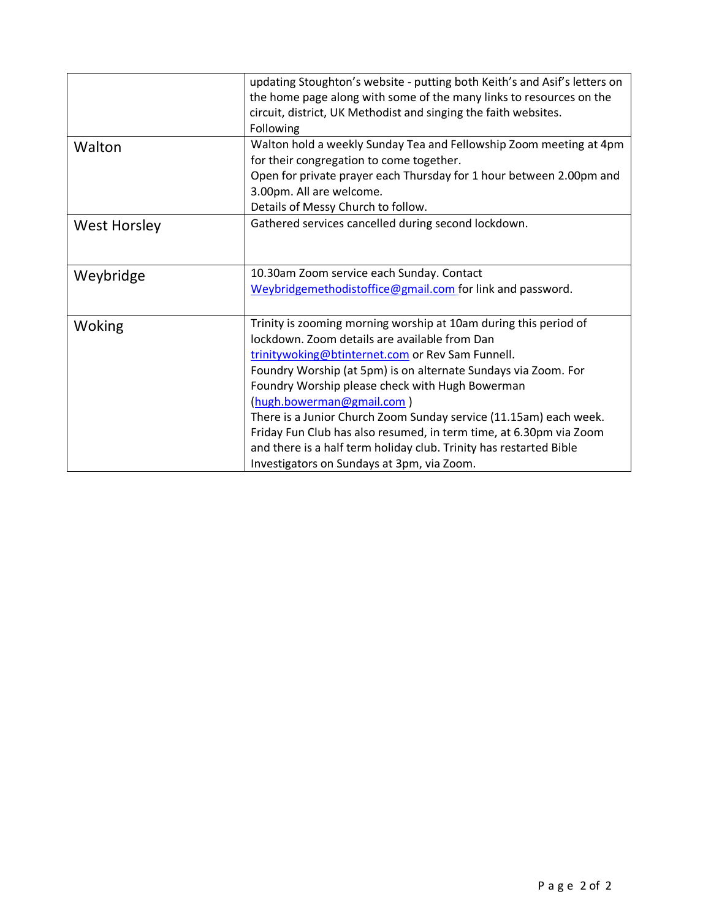| | |
|---|---|
| | updating Stoughton's website - putting both Keith's and Asif's letters on the home page along with some of the many links to resources on the circuit, district, UK Methodist and singing the faith websites. Following |
| Walton | Walton hold a weekly Sunday Tea and Fellowship Zoom meeting at 4pm for their congregation to come together.<br>Open for private prayer each Thursday for 1 hour between 2.00pm and 3.00pm. All are welcome.<br>Details of Messy Church to follow. |
| West Horsley | Gathered services cancelled during second lockdown. |
| Weybridge | 10.30am Zoom service each Sunday. Contact Weybridgemethodistoffice@gmail.com for link and password. |
| Woking | Trinity is zooming morning worship at 10am during this period of lockdown. Zoom details are available from Dan trinitywoking@btinternet.com or Rev Sam Funnell.<br>Foundry Worship (at 5pm) is on alternate Sundays via Zoom. For Foundry Worship please check with Hugh Bowerman (hugh.bowerman@gmail.com )<br>There is a Junior Church Zoom Sunday service (11.15am) each week.<br>Friday Fun Club has also resumed, in term time, at 6.30pm via Zoom and there is a half term holiday club. Trinity has restarted Bible Investigators on Sundays at 3pm, via Zoom. |